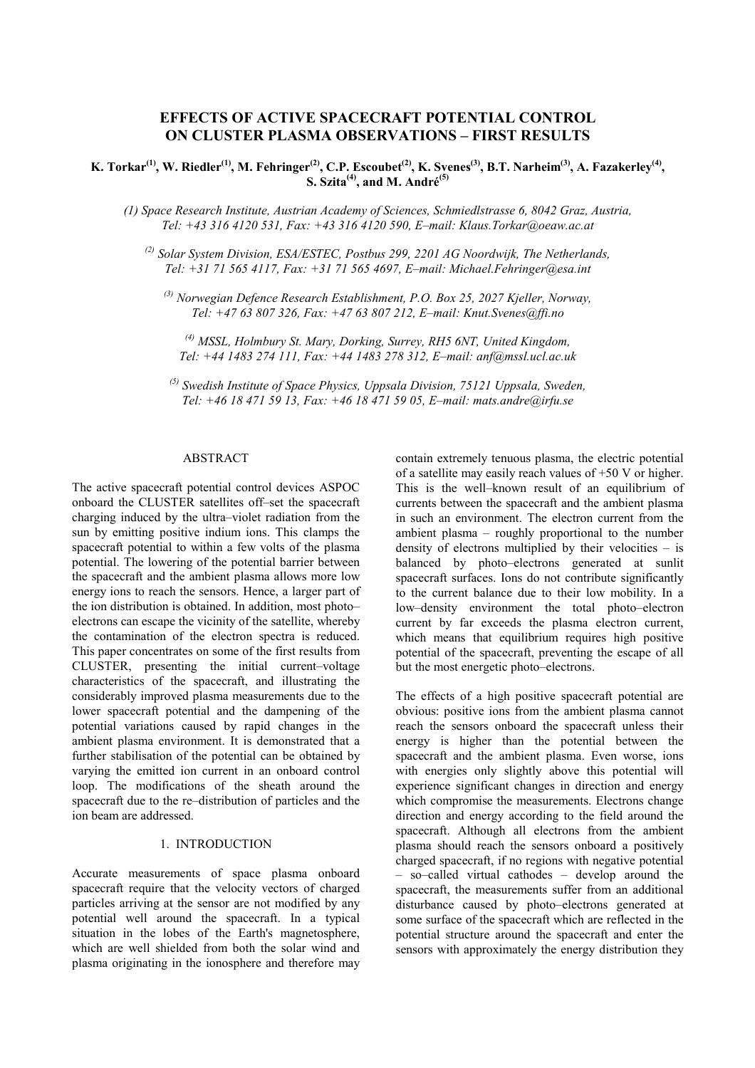# EFFECTS OF ACTIVE SPACECRAFT POTENTIAL CONTROL ON CLUSTER PLASMA OBSERVATIONS – FIRST RESULTS

**K. Torkar[(1)], W. Riedler[(1)], M. Fehringer[(2)], C.P. Escoubet[(2)], K. Svenes[(3)], B.T. Narheim[(3)], A. Fazakerley[(4)], S. Szita[(4)], and M. André[(5)]**

*(1) Space Research Institute, Austrian Academy of Sciences, Schmiedlstrasse 6, 8042 Graz, Austria, Tel: +43 316 4120 531, Fax: +43 316 4120 590, E–mail: Klaus.Torkar@oeaw.ac.at*

*(2) Solar System Division, ESA/ESTEC, Postbus 299, 2201 AG Noordwijk, The Netherlands, Tel: +31 71 565 4117, Fax: +31 71 565 4697, E–mail: Michael.Fehringer@esa.int*

*(3) Norwegian Defence Research Establishment, P.O. Box 25, 2027 Kjeller, Norway, Tel: +47 63 807 326, Fax: +47 63 807 212, E–mail: Knut.Svenes@ffi.no*

*(4) MSSL, Holmbury St. Mary, Dorking, Surrey, RH5 6NT, United Kingdom, Tel: +44 1483 274 111, Fax: +44 1483 278 312, E–mail: anf@mssl.ucl.ac.uk*

*(5) Swedish Institute of Space Physics, Uppsala Division, 75121 Uppsala, Sweden, Tel: +46 18 471 59 13, Fax: +46 18 471 59 05, E–mail: mats.andre@irfu.se*

## ABSTRACT

The active spacecraft potential control devices ASPOC onboard the CLUSTER satellites off–set the spacecraft charging induced by the ultra–violet radiation from the sun by emitting positive indium ions. This clamps the spacecraft potential to within a few volts of the plasma potential. The lowering of the potential barrier between the spacecraft and the ambient plasma allows more low energy ions to reach the sensors. Hence, a larger part of the ion distribution is obtained. In addition, most photo–electrons can escape the vicinity of the satellite, whereby the contamination of the electron spectra is reduced. This paper concentrates on some of the first results from CLUSTER, presenting the initial current–voltage characteristics of the spacecraft, and illustrating the considerably improved plasma measurements due to the lower spacecraft potential and the dampening of the potential variations caused by rapid changes in the ambient plasma environment. It is demonstrated that a further stabilisation of the potential can be obtained by varying the emitted ion current in an onboard control loop. The modifications of the sheath around the spacecraft due to the re–distribution of particles and the ion beam are addressed.

## 1. INTRODUCTION

Accurate measurements of space plasma onboard spacecraft require that the velocity vectors of charged particles arriving at the sensor are not modified by any potential well around the spacecraft. In a typical situation in the lobes of the Earth's magnetosphere, which are well shielded from both the solar wind and plasma originating in the ionosphere and therefore may contain extremely tenuous plasma, the electric potential of a satellite may easily reach values of +50 V or higher. This is the well–known result of an equilibrium of currents between the spacecraft and the ambient plasma in such an environment. The electron current from the ambient plasma – roughly proportional to the number density of electrons multiplied by their velocities – is balanced by photo–electrons generated at sunlit spacecraft surfaces. Ions do not contribute significantly to the current balance due to their low mobility. In a low–density environment the total photo–electron current by far exceeds the plasma electron current, which means that equilibrium requires high positive potential of the spacecraft, preventing the escape of all but the most energetic photo–electrons.

The effects of a high positive spacecraft potential are obvious: positive ions from the ambient plasma cannot reach the sensors onboard the spacecraft unless their energy is higher than the potential between the spacecraft and the ambient plasma. Even worse, ions with energies only slightly above this potential will experience significant changes in direction and energy which compromise the measurements. Electrons change direction and energy according to the field around the spacecraft. Although all electrons from the ambient plasma should reach the sensors onboard a positively charged spacecraft, if no regions with negative potential – so–called virtual cathodes – develop around the spacecraft, the measurements suffer from an additional disturbance caused by photo–electrons generated at some surface of the spacecraft which are reflected in the potential structure around the spacecraft and enter the sensors with approximately the energy distribution they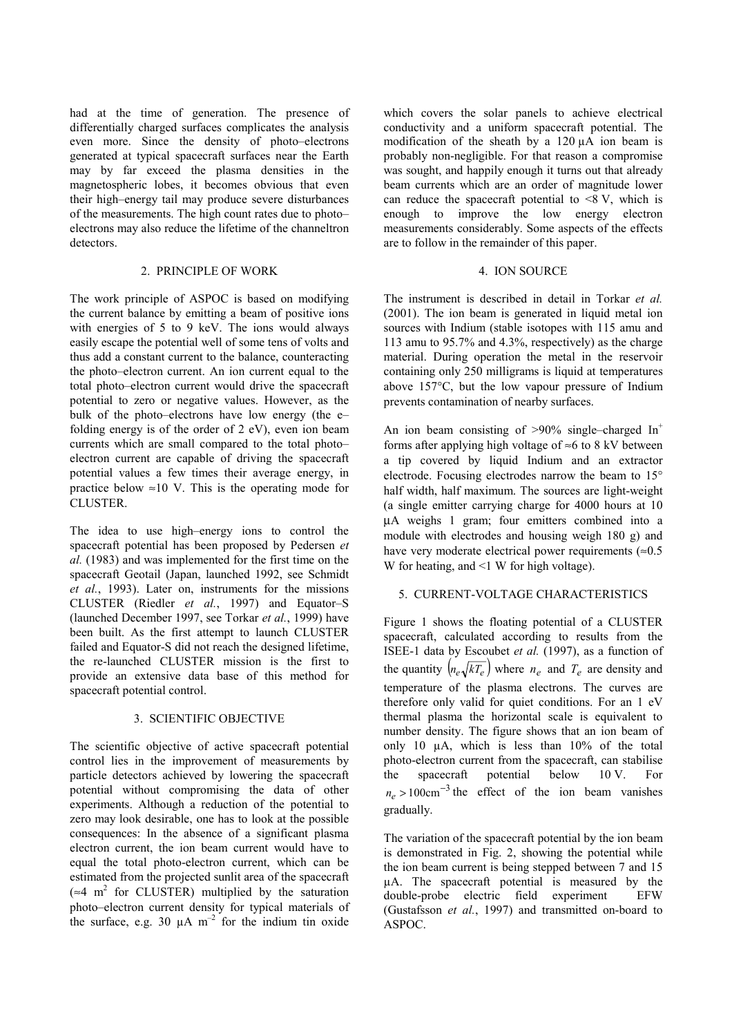had at the time of generation. The presence of differentially charged surfaces complicates the analysis even more. Since the density of photo–electrons generated at typical spacecraft surfaces near the Earth may by far exceed the plasma densities in the magnetospheric lobes, it becomes obvious that even their high–energy tail may produce severe disturbances of the measurements. The high count rates due to photo–electrons may also reduce the lifetime of the channeltron detectors.

## 2. PRINCIPLE OF WORK

The work principle of ASPOC is based on modifying the current balance by emitting a beam of positive ions with energies of 5 to 9 keV. The ions would always easily escape the potential well of some tens of volts and thus add a constant current to the balance, counteracting the photo–electron current. An ion current equal to the total photo–electron current would drive the spacecraft potential to zero or negative values. However, as the bulk of the photo–electrons have low energy (the e–folding energy is of the order of 2 eV), even ion beam currents which are small compared to the total photo–electron current are capable of driving the spacecraft potential values a few times their average energy, in practice below ≈10 V. This is the operating mode for CLUSTER.

The idea to use high–energy ions to control the spacecraft potential has been proposed by Pedersen *et al.* (1983) and was implemented for the first time on the spacecraft Geotail (Japan, launched 1992, see Schmidt *et al.*, 1993). Later on, instruments for the missions CLUSTER (Riedler *et al.*, 1997) and Equator–S (launched December 1997, see Torkar *et al.*, 1999) have been built. As the first attempt to launch CLUSTER failed and Equator-S did not reach the designed lifetime, the re-launched CLUSTER mission is the first to provide an extensive data base of this method for spacecraft potential control.

## 3. SCIENTIFIC OBJECTIVE

The scientific objective of active spacecraft potential control lies in the improvement of measurements by particle detectors achieved by lowering the spacecraft potential without compromising the data of other experiments. Although a reduction of the potential to zero may look desirable, one has to look at the possible consequences: In the absence of a significant plasma electron current, the ion beam current would have to equal the total photo-electron current, which can be estimated from the projected sunlit area of the spacecraft (≈4 $m^2$ for CLUSTER) multiplied by the saturation photo–electron current density for typical materials of the surface, e.g. 30 µA $m^{-2}$ for the indium tin oxide which covers the solar panels to achieve electrical conductivity and a uniform spacecraft potential. The modification of the sheath by a 120 µA ion beam is probably non-negligible. For that reason a compromise was sought, and happily enough it turns out that already beam currents which are an order of magnitude lower can reduce the spacecraft potential to <8 V, which is enough to improve the low energy electron measurements considerably. Some aspects of the effects are to follow in the remainder of this paper.

## 4. ION SOURCE

The instrument is described in detail in Torkar *et al.* (2001). The ion beam is generated in liquid metal ion sources with Indium (stable isotopes with 115 amu and 113 amu to 95.7% and 4.3%, respectively) as the charge material. During operation the metal in the reservoir containing only 250 milligrams is liquid at temperatures above 157°C, but the low vapour pressure of Indium prevents contamination of nearby surfaces.

An ion beam consisting of >90% single–charged $In^+$ forms after applying high voltage of ≈6 to 8 kV between a tip covered by liquid Indium and an extractor electrode. Focusing electrodes narrow the beam to 15° half width, half maximum. The sources are light-weight (a single emitter carrying charge for 4000 hours at 10 µA weighs 1 gram; four emitters combined into a module with electrodes and housing weigh 180 g) and have very moderate electrical power requirements (≈0.5 W for heating, and <1 W for high voltage).

## 5. CURRENT-VOLTAGE CHARACTERISTICS

Figure 1 shows the floating potential of a CLUSTER spacecraft, calculated according to results from the ISEE-1 data by Escoubet *et al.* (1997), as a function of the quantity $\left(n_e\sqrt{kT_e}\right)$ where $n_e$ and $T_e$ are density and temperature of the plasma electrons. The curves are therefore only valid for quiet conditions. For an 1 eV thermal plasma the horizontal scale is equivalent to number density. The figure shows that an ion beam of only 10 µA, which is less than 10% of the total photo-electron current from the spacecraft, can stabilise the spacecraft potential below 10 V. For $n_e > 100\text{cm}^{-3}$ the effect of the ion beam vanishes gradually.

The variation of the spacecraft potential by the ion beam is demonstrated in Fig. 2, showing the potential while the ion beam current is being stepped between 7 and 15 µA. The spacecraft potential is measured by the double-probe electric field experiment EFW (Gustafsson *et al.*, 1997) and transmitted on-board to ASPOC.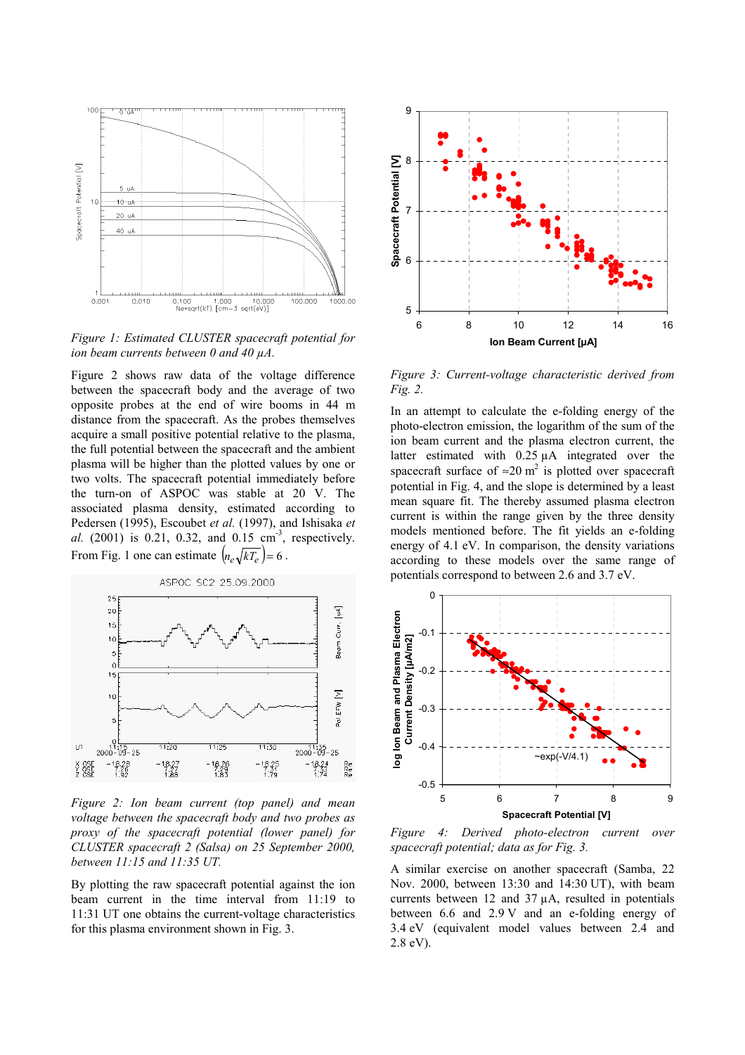*Figure 1: Estimated CLUSTER spacecraft potential for ion beam currents between 0 and 40 µA.*

Figure 2 shows raw data of the voltage difference between the spacecraft body and the average of two opposite probes at the end of wire booms in 44 m distance from the spacecraft. As the probes themselves acquire a small positive potential relative to the plasma, the full potential between the spacecraft and the ambient plasma will be higher than the plotted values by one or two volts. The spacecraft potential immediately before the turn-on of ASPOC was stable at 20 V. The associated plasma density, estimated according to Pedersen (1995), Escoubet *et al.* (1997), and Ishisaka *et al.* (2001) is 0.21, 0.32, and 0.15 $cm^{-3}$, respectively. From Fig. 1 one can estimate $\left(n_e\sqrt{kT_e}\right) = 6$.

*Figure 2: Ion beam current (top panel) and mean voltage between the spacecraft body and two probes as proxy of the spacecraft potential (lower panel) for CLUSTER spacecraft 2 (Salsa) on 25 September 2000, between 11:15 and 11:35 UT.*

By plotting the raw spacecraft potential against the ion beam current in the time interval from 11:19 to 11:31 UT one obtains the current-voltage characteristics for this plasma environment shown in Fig. 3.

*Figure 3: Current-voltage characteristic derived from Fig. 2.*

In an attempt to calculate the e-folding energy of the photo-electron emission, the logarithm of the sum of the ion beam current and the plasma electron current, the latter estimated with 0.25 µA integrated over the spacecraft surface of ≈20 $m^2$ is plotted over spacecraft potential in Fig. 4, and the slope is determined by a least mean square fit. The thereby assumed plasma electron current is within the range given by the three density models mentioned before. The fit yields an e-folding energy of 4.1 eV. In comparison, the density variations according to these models over the same range of potentials correspond to between 2.6 and 3.7 eV.

*Figure 4: Derived photo-electron current over spacecraft potential; data as for Fig. 3.*

A similar exercise on another spacecraft (Samba, 22 Nov. 2000, between 13:30 and 14:30 UT), with beam currents between 12 and 37 µA, resulted in potentials between 6.6 and 2.9 V and an e-folding energy of 3.4 eV (equivalent model values between 2.4 and 2.8 eV).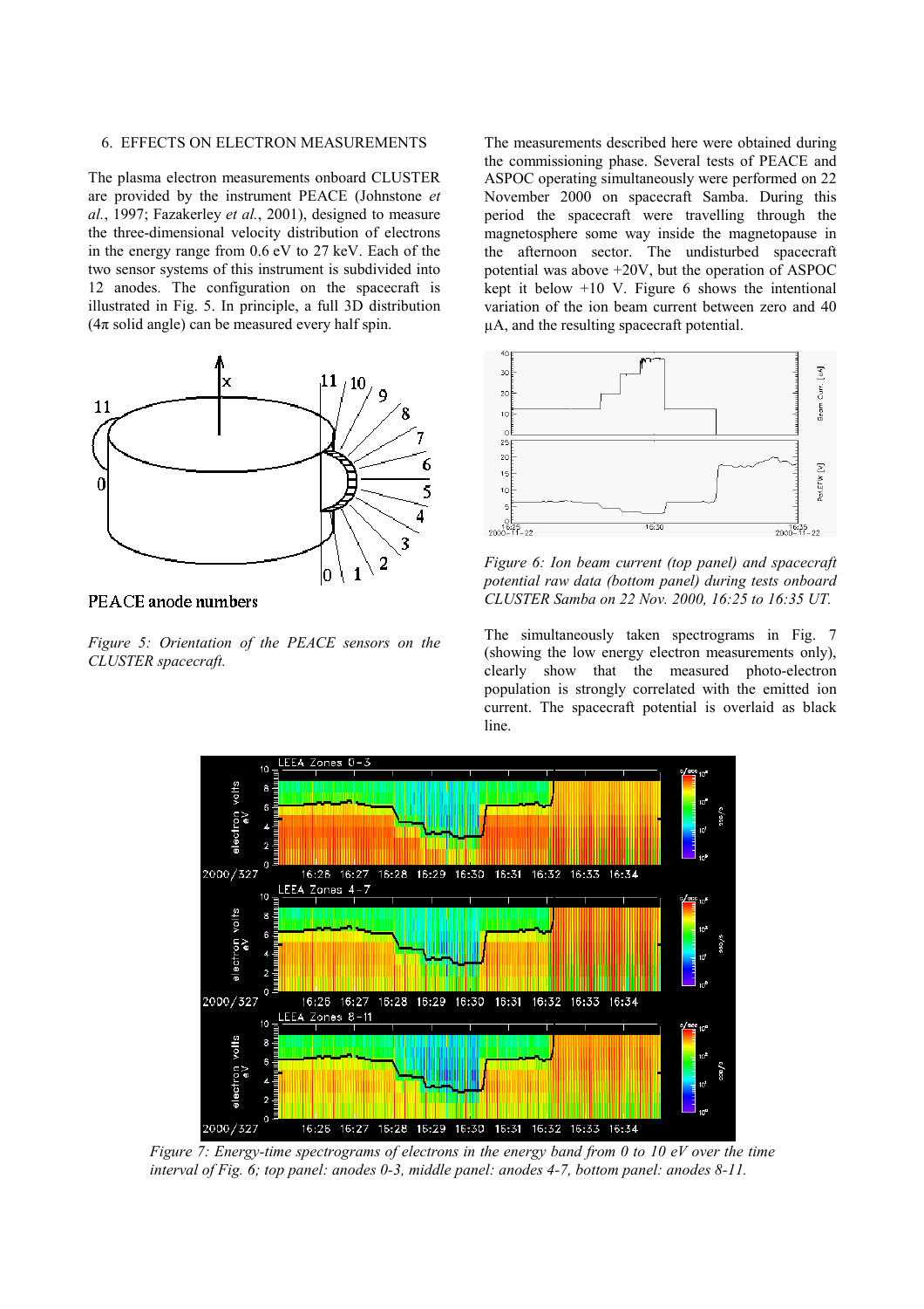## 6. EFFECTS ON ELECTRON MEASUREMENTS

The plasma electron measurements onboard CLUSTER are provided by the instrument PEACE (Johnstone *et al.*, 1997; Fazakerley *et al.*, 2001), designed to measure the three-dimensional velocity distribution of electrons in the energy range from 0.6 eV to 27 keV. Each of the two sensor systems of this instrument is subdivided into 12 anodes. The configuration on the spacecraft is illustrated in Fig. 5. In principle, a full 3D distribution ($4\pi$ solid angle) can be measured every half spin.

*Figure 5: Orientation of the PEACE sensors on the CLUSTER spacecraft.*

The measurements described here were obtained during the commissioning phase. Several tests of PEACE and ASPOC operating simultaneously were performed on 22 November 2000 on spacecraft Samba. During this period the spacecraft were travelling through the magnetosphere some way inside the magnetopause in the afternoon sector. The undisturbed spacecraft potential was above +20V, but the operation of ASPOC kept it below +10 V. Figure 6 shows the intentional variation of the ion beam current between zero and 40 µA, and the resulting spacecraft potential.

*Figure 6: Ion beam current (top panel) and spacecraft potential raw data (bottom panel) during tests onboard CLUSTER Samba on 22 Nov. 2000, 16:25 to 16:35 UT.*

The simultaneously taken spectrograms in Fig. 7 (showing the low energy electron measurements only), clearly show that the measured photo-electron population is strongly correlated with the emitted ion current. The spacecraft potential is overlaid as black line.

*Figure 7: Energy-time spectrograms of electrons in the energy band from 0 to 10 eV over the time interval of Fig. 6; top panel: anodes 0-3, middle panel: anodes 4-7, bottom panel: anodes 8-11.*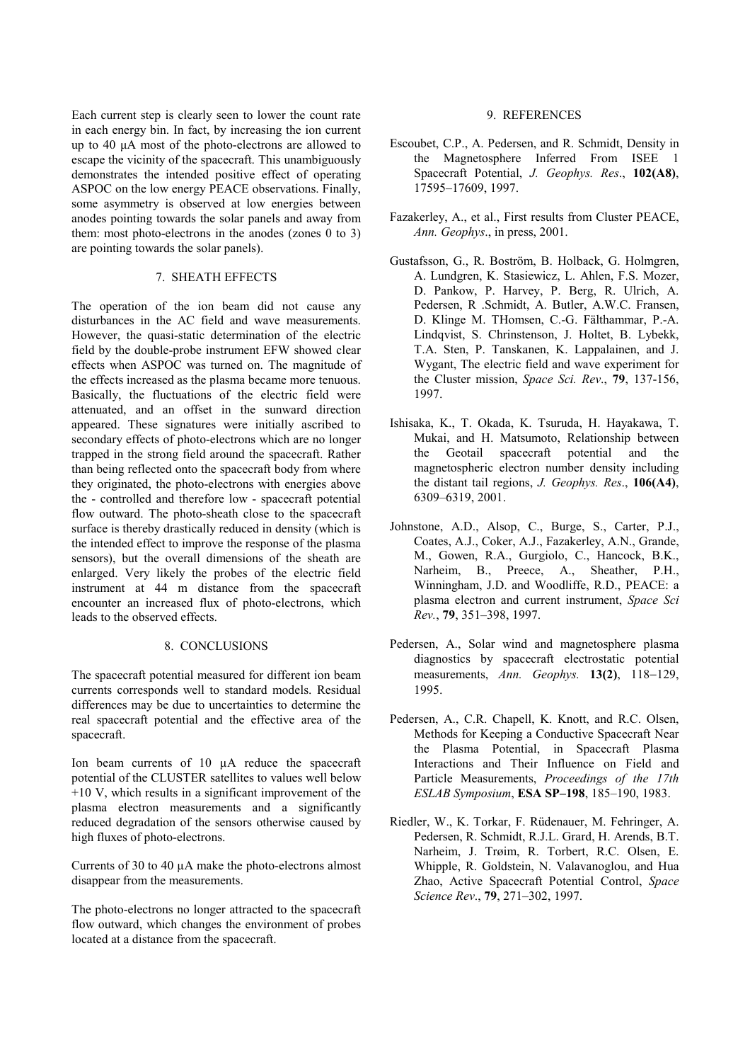Each current step is clearly seen to lower the count rate in each energy bin. In fact, by increasing the ion current up to 40 µA most of the photo-electrons are allowed to escape the vicinity of the spacecraft. This unambiguously demonstrates the intended positive effect of operating ASPOC on the low energy PEACE observations. Finally, some asymmetry is observed at low energies between anodes pointing towards the solar panels and away from them: most photo-electrons in the anodes (zones 0 to 3) are pointing towards the solar panels).

## 7. SHEATH EFFECTS

The operation of the ion beam did not cause any disturbances in the AC field and wave measurements. However, the quasi-static determination of the electric field by the double-probe instrument EFW showed clear effects when ASPOC was turned on. The magnitude of the effects increased as the plasma became more tenuous. Basically, the fluctuations of the electric field were attenuated, and an offset in the sunward direction appeared. These signatures were initially ascribed to secondary effects of photo-electrons which are no longer trapped in the strong field around the spacecraft. Rather than being reflected onto the spacecraft body from where they originated, the photo-electrons with energies above the - controlled and therefore low - spacecraft potential flow outward. The photo-sheath close to the spacecraft surface is thereby drastically reduced in density (which is the intended effect to improve the response of the plasma sensors), but the overall dimensions of the sheath are enlarged. Very likely the probes of the electric field instrument at 44 m distance from the spacecraft encounter an increased flux of photo-electrons, which leads to the observed effects.

## 8. CONCLUSIONS

The spacecraft potential measured for different ion beam currents corresponds well to standard models. Residual differences may be due to uncertainties to determine the real spacecraft potential and the effective area of the spacecraft.

Ion beam currents of 10 µA reduce the spacecraft potential of the CLUSTER satellites to values well below +10 V, which results in a significant improvement of the plasma electron measurements and a significantly reduced degradation of the sensors otherwise caused by high fluxes of photo-electrons.

Currents of 30 to 40 µA make the photo-electrons almost disappear from the measurements.

The photo-electrons no longer attracted to the spacecraft flow outward, which changes the environment of probes located at a distance from the spacecraft.

## 9. REFERENCES

Escoubet, C.P., A. Pedersen, and R. Schmidt, Density in the Magnetosphere Inferred From ISEE 1 Spacecraft Potential, *J. Geophys. Res*., **102(A8)**, 17595–17609, 1997.

Fazakerley, A., et al., First results from Cluster PEACE, *Ann. Geophys*., in press, 2001.

Gustafsson, G., R. Boström, B. Holback, G. Holmgren, A. Lundgren, K. Stasiewicz, L. Ahlen, F.S. Mozer, D. Pankow, P. Harvey, P. Berg, R. Ulrich, A. Pedersen, R .Schmidt, A. Butler, A.W.C. Fransen, D. Klinge M. THomsen, C.-G. Fälthammar, P.-A. Lindqvist, S. Chrinstenson, J. Holtet, B. Lybekk, T.A. Sten, P. Tanskanen, K. Lappalainen, and J. Wygant, The electric field and wave experiment for the Cluster mission, *Space Sci. Rev*., **79**, 137-156, 1997.

Ishisaka, K., T. Okada, K. Tsuruda, H. Hayakawa, T. Mukai, and H. Matsumoto, Relationship between the Geotail spacecraft potential and the magnetospheric electron number density including the distant tail regions, *J. Geophys. Res*., **106(A4)**, 6309–6319, 2001.

Johnstone, A.D., Alsop, C., Burge, S., Carter, P.J., Coates, A.J., Coker, A.J., Fazakerley, A.N., Grande, M., Gowen, R.A., Gurgiolo, C., Hancock, B.K., Narheim, B., Preece, A., Sheather, P.H., Winningham, J.D. and Woodliffe, R.D., PEACE: a plasma electron and current instrument, *Space Sci Rev.*, **79**, 351–398, 1997.

Pedersen, A., Solar wind and magnetosphere plasma diagnostics by spacecraft electrostatic potential measurements, *Ann. Geophys.* **13(2)**, 118−129, 1995.

Pedersen, A., C.R. Chapell, K. Knott, and R.C. Olsen, Methods for Keeping a Conductive Spacecraft Near the Plasma Potential, in Spacecraft Plasma Interactions and Their Influence on Field and Particle Measurements, *Proceedings of the 17th ESLAB Symposium*, **ESA SP−198**, 185–190, 1983.

Riedler, W., K. Torkar, F. Rüdenauer, M. Fehringer, A. Pedersen, R. Schmidt, R.J.L. Grard, H. Arends, B.T. Narheim, J. Trøim, R. Torbert, R.C. Olsen, E. Whipple, R. Goldstein, N. Valavanoglou, and Hua Zhao, Active Spacecraft Potential Control, *Space Science Rev*., **79**, 271–302, 1997.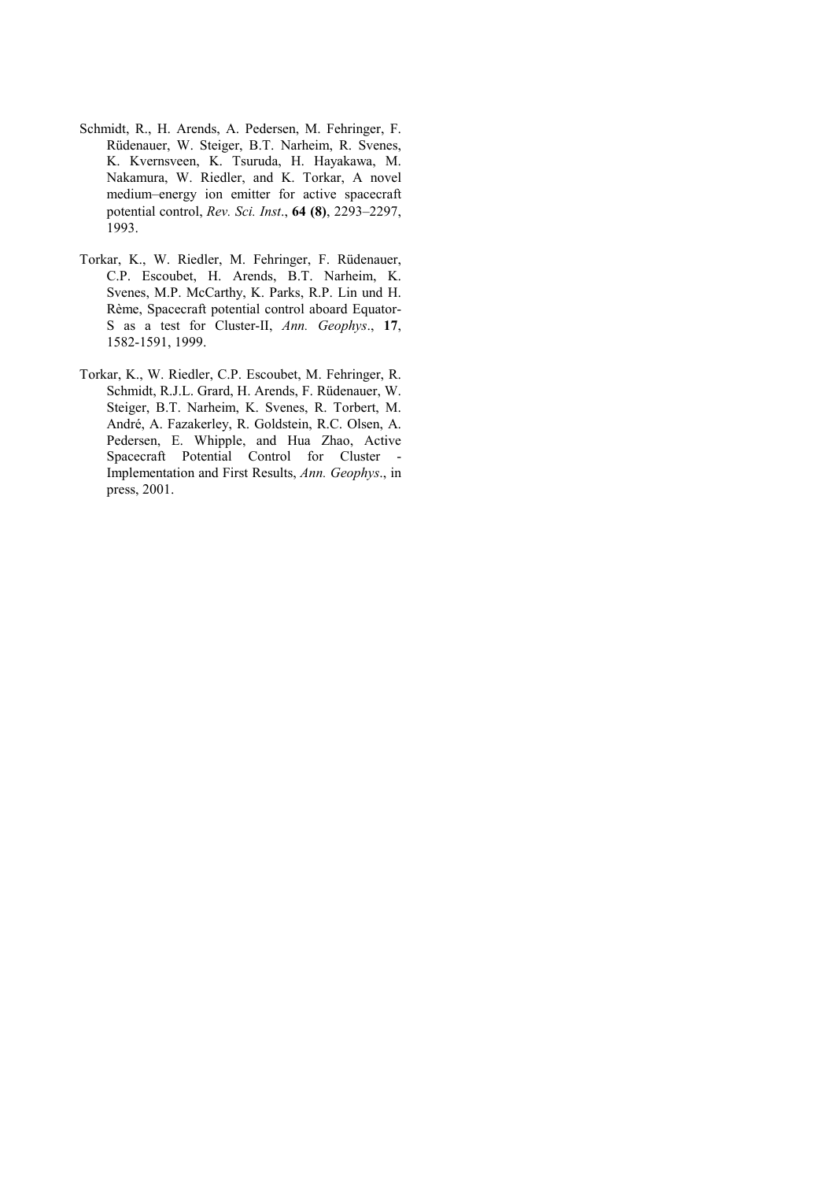Schmidt, R., H. Arends, A. Pedersen, M. Fehringer, F. Rüdenauer, W. Steiger, B.T. Narheim, R. Svenes, K. Kvernsveen, K. Tsuruda, H. Hayakawa, M. Nakamura, W. Riedler, and K. Torkar, A novel medium–energy ion emitter for active spacecraft potential control, *Rev. Sci. Inst.*, **64 (8)**, 2293–2297, 1993.

Torkar, K., W. Riedler, M. Fehringer, F. Rüdenauer, C.P. Escoubet, H. Arends, B.T. Narheim, K. Svenes, M.P. McCarthy, K. Parks, R.P. Lin und H. Rème, Spacecraft potential control aboard Equator-S as a test for Cluster-II, *Ann. Geophys.*, **17**, 1582-1591, 1999.

Torkar, K., W. Riedler, C.P. Escoubet, M. Fehringer, R. Schmidt, R.J.L. Grard, H. Arends, F. Rüdenauer, W. Steiger, B.T. Narheim, K. Svenes, R. Torbert, M. André, A. Fazakerley, R. Goldstein, R.C. Olsen, A. Pedersen, E. Whipple, and Hua Zhao, Active Spacecraft Potential Control for Cluster - Implementation and First Results, *Ann. Geophys.*, in press, 2001.